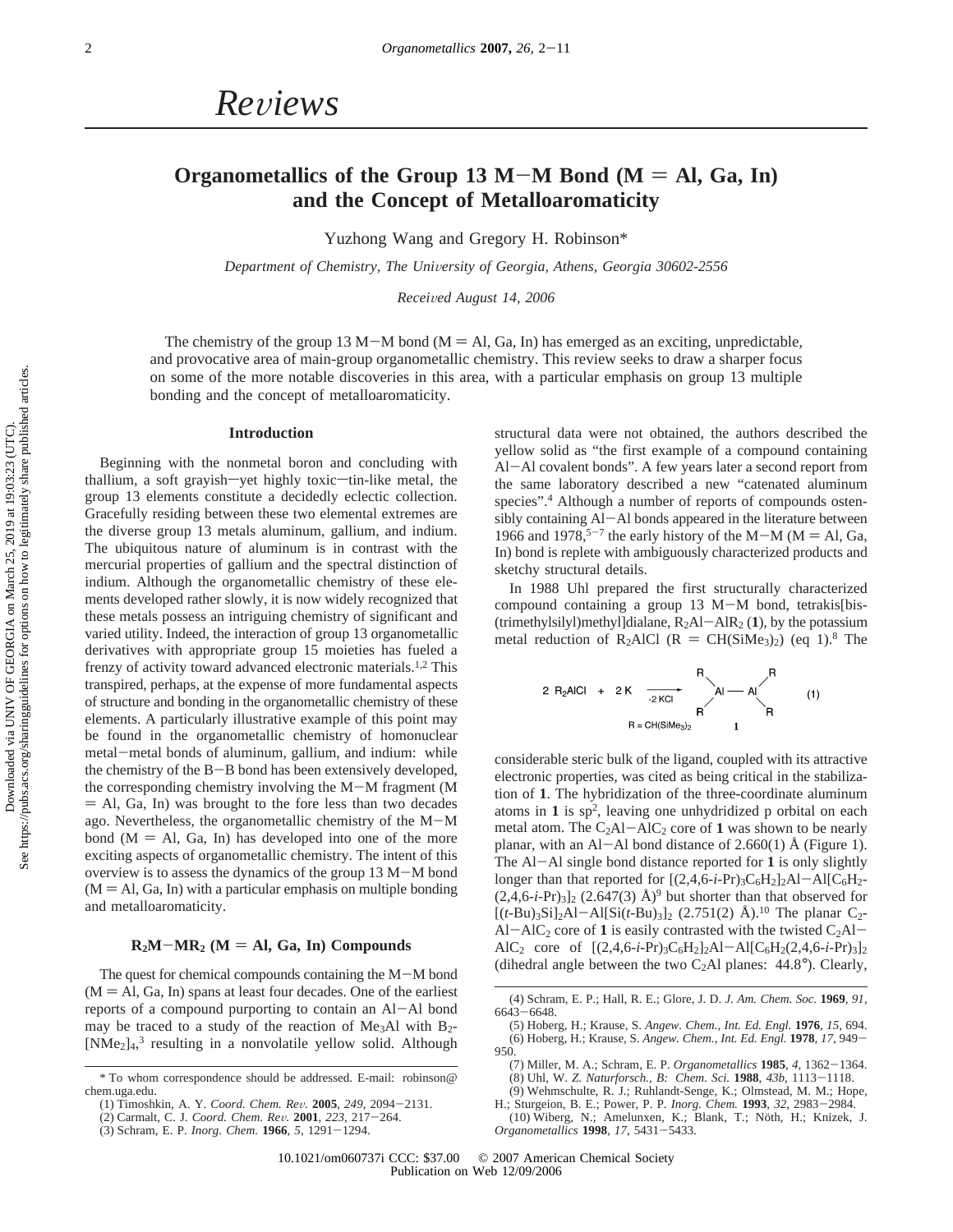# *Reviews*

## Organometallics of the Group 13 M−M Bond (M = Al, Ga, In) and the Concept of Metalloaromaticity

Yuzhong Wang and Gregory H. Robinson*

*Department of Chemistry, The University of Georgia, Athens, Georgia 30602-2556*

*Received August 14, 2006*

The chemistry of the group 13 M−M bond (M = Al, Ga, In) has emerged as an exciting, unpredictable, and provocative area of main-group organometallic chemistry. This review seeks to draw a sharper focus on some of the more notable discoveries in this area, with a particular emphasis on group 13 multiple bonding and the concept of metalloaromaticity.

### Introduction

Beginning with the nonmetal boron and concluding with thallium, a soft grayish—yet highly toxic—tin-like metal, the group 13 elements constitute a decidedly eclectic collection. Gracefully residing between these two elemental extremes are the diverse group 13 metals aluminum, gallium, and indium. The ubiquitous nature of aluminum is in contrast with the mercurial properties of gallium and the spectral distinction of indium. Although the organometallic chemistry of these elements developed rather slowly, it is now widely recognized that these metals possess an intriguing chemistry of significant and varied utility. Indeed, the interaction of group 13 organometallic derivatives with appropriate group 15 moieties has fueled a frenzy of activity toward advanced electronic materials.[1,2] This transpired, perhaps, at the expense of more fundamental aspects of structure and bonding in the organometallic chemistry of these elements. A particularly illustrative example of this point may be found in the organometallic chemistry of homonuclear metal−metal bonds of aluminum, gallium, and indium: while the chemistry of the B−B bond has been extensively developed, the corresponding chemistry involving the M−M fragment (M = Al, Ga, In) was brought to the fore less than two decades ago. Nevertheless, the organometallic chemistry of the M−M bond (M = Al, Ga, In) has developed into one of the more exciting aspects of organometallic chemistry. The intent of this overview is to assess the dynamics of the group 13 M−M bond (M = Al, Ga, In) with a particular emphasis on multiple bonding and metalloaromaticity.

### $R_2M-MR_2$ (M = Al, Ga, In) Compounds

The quest for chemical compounds containing the M−M bond (M = Al, Ga, In) spans at least four decades. One of the earliest reports of a compound purporting to contain an Al−Al bond may be traced to a study of the reaction of $Me_3Al$ with $B_2[NMe_2]_4$,[3] resulting in a nonvolatile yellow solid. Although structural data were not obtained, the authors described the yellow solid as "the first example of a compound containing Al−Al covalent bonds". A few years later a second report from the same laboratory described a new "catenated aluminum species".[4] Although a number of reports of compounds ostensibly containing Al−Al bonds appeared in the literature between 1966 and 1978,[5−7] the early history of the M−M (M = Al, Ga, In) bond is replete with ambiguously characterized products and sketchy structural details.

In 1988 Uhl prepared the first structurally characterized compound containing a group 13 M−M bond, tetrakis[bis(trimethylsilyl)methyl]dialane, $R_2Al-AlR_2$ (**1**), by the potassium metal reduction of $R_2AlCl$ (R = $CH(SiMe_3)_2$) (eq 1).[8] The

$$2\ R_2AlCl + 2\ K \xrightarrow{-2\ KCl} R_2Al-AlR_2\ (\mathbf{1}),\quad R = CH(SiMe_3)_2 \qquad (1)$$

considerable steric bulk of the ligand, coupled with its attractive electronic properties, was cited as being critical in the stabilization of **1**. The hybridization of the three-coordinate aluminum atoms in **1** is $sp^2$, leaving one unhydridized p orbital on each metal atom. The $C_2Al-AlC_2$ core of **1** was shown to be nearly planar, with an Al−Al bond distance of 2.660(1) Å (Figure 1). The Al−Al single bond distance reported for **1** is only slightly longer than that reported for $[(2,4,6\text{-}i\text{-Pr})_3C_6H_2]_2Al-Al[C_6H_2(2,4,6\text{-}i\text{-Pr})_3]_2$ (2.647(3) Å)[9] but shorter than that observed for $[(t\text{-Bu})_3Si]_2Al-Al[Si(t\text{-Bu})_3]_2$ (2.751(2) Å).[10] The planar $C_2Al-AlC_2$ core of **1** is easily contrasted with the twisted $C_2Al-AlC_2$ core of $[(2,4,6\text{-}i\text{-Pr})_3C_6H_2]_2Al-Al[C_6H_2(2,4,6\text{-}i\text{-Pr})_3]_2$ (dihedral angle between the two $C_2Al$ planes: 44.8°). Clearly,

\* To whom correspondence should be addressed. E-mail: robinson@chem.uga.edu.

(1) Timoshkin, A. Y. *Coord. Chem. Rev.* **2005**, *249*, 2094−2131.
(2) Carmalt, C. J. *Coord. Chem. Rev.* **2001**, *223*, 217−264.
(3) Schram, E. P. *Inorg. Chem.* **1966**, *5*, 1291−1294.
(4) Schram, E. P.; Hall, R. E.; Glore, J. D. *J. Am. Chem. Soc.* **1969**, *91*, 6643−6648.
(5) Hoberg, H.; Krause, S. *Angew. Chem., Int. Ed. Engl.* **1976**, *15*, 694.
(6) Hoberg, H.; Krause, S. *Angew. Chem., Int. Ed. Engl.* **1978**, *17*, 949−950.
(7) Miller, M. A.; Schram, E. P. *Organometallics* **1985**, *4*, 1362−1364.
(8) Uhl, W. *Z. Naturforsch., B: Chem. Sci.* **1988**, *43b*, 1113−1118.
(9) Wehmschulte, R. J.; Ruhlandt-Senge, K.; Olmstead, M. M.; Hope, H.; Sturgeion, B. E.; Power, P. P. *Inorg. Chem.* **1993**, *32*, 2983−2984.
(10) Wiberg, N.; Amelunxen, K.; Blank, T.; Nöth, H.; Knizek, J. *Organometallics* **1998**, *17*, 5431−5433.

10.1021/om060737i CCC: $37.00 © 2007 American Chemical Society
Publication on Web 12/09/2006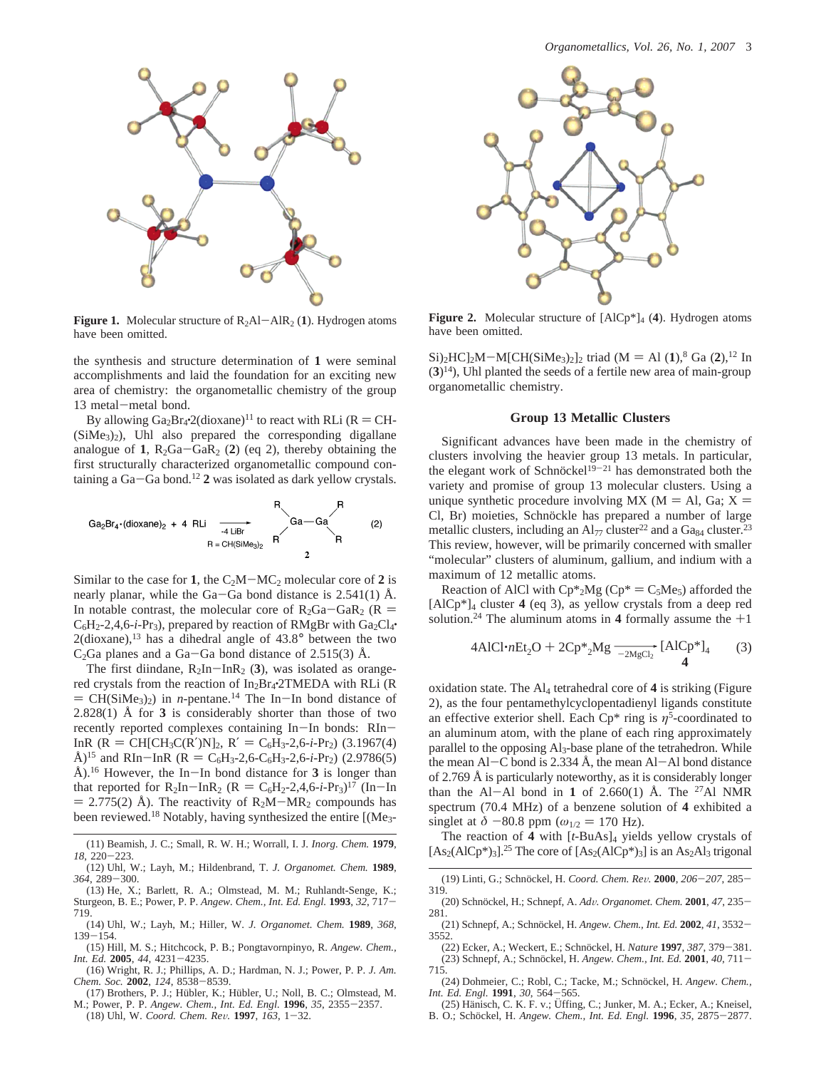Figure 1. Molecular structure of $R_2Al-AlR_2$ (**1**). Hydrogen atoms have been omitted.

the synthesis and structure determination of **1** were seminal accomplishments and laid the foundation for an exciting new area of chemistry: the organometallic chemistry of the group 13 metal−metal bond.

By allowing $Ga_2Br_4$·2(dioxane)[11] to react with RLi (R = $CH(SiMe_3)_2$), Uhl also prepared the corresponding digallane analogue of **1**, $R_2Ga-GaR_2$ (**2**) (eq 2), thereby obtaining the first structurally characterized organometallic compound containing a Ga−Ga bond.[12] **2** was isolated as dark yellow crystals.

$$Ga_2Br_4\cdot(\text{dioxane})_2 + 4\ RLi \xrightarrow[R = CH(SiMe_3)_2]{-4\ LiBr} R_2Ga-GaR_2\ (\mathbf{2}) \quad (2)$$

Similar to the case for **1**, the $C_2M-MC_2$ molecular core of **2** is nearly planar, while the Ga−Ga bond distance is 2.541(1) Å. In notable contrast, the molecular core of $R_2Ga-GaR_2$ (R = $C_6H_2$-2,4,6-*i*-$Pr_3$), prepared by reaction of RMgBr with $Ga_2Cl_4$·2(dioxane),[13] has a dihedral angle of 43.8° between the two $C_2Ga$ planes and a Ga−Ga bond distance of 2.515(3) Å.

The first diindane, $R_2In-InR_2$ (**3**), was isolated as orange-red crystals from the reaction of $In_2Br_4$·2TMEDA with RLi (R = $CH(SiMe_3)_2$) in *n*-pentane.[14] The In−In bond distance of 2.828(1) Å for **3** is considerably shorter than those of two recently reported complexes containing In−In bonds: RIn−InR (R = $CH[CH_3C(R')N]_2$, R′ = $C_6H_3$-2,6-*i*-$Pr_2$) (3.1967(4) Å)[15] and RIn−InR (R = $C_6H_3$-2,6-$C_6H_3$-2,6-*i*-$Pr_2$) (2.9786(5) Å).[16] However, the In−In bond distance for **3** is longer than that reported for $R_2In-InR_2$ (R = $C_6H_2$-2,4,6-*i*-$Pr_3$)[17] (In−In = 2.775(2) Å). The reactivity of $R_2M-MR_2$ compounds has been reviewed.[18] Notably, having synthesized the entire $[(Me_3Si)_2HC]_2M-M[CH(SiMe_3)_2]_2$ triad (M = Al (**1**),[8] Ga (**2**),[12] In (**3**)[14]), Uhl planted the seeds of a fertile new area of main-group organometallic chemistry.

Figure 2. Molecular structure of $[AlCp^*]_4$ (**4**). Hydrogen atoms have been omitted.

## Group 13 Metallic Clusters

Significant advances have been made in the chemistry of clusters involving the heavier group 13 metals. In particular, the elegant work of Schnöckel[19−21] has demonstrated both the variety and promise of group 13 molecular clusters. Using a unique synthetic procedure involving MX (M = Al, Ga; X = Cl, Br) moieties, Schnöckle has prepared a number of large metallic clusters, including an $Al_{77}$ cluster[22] and a $Ga_{84}$ cluster.[23] This review, however, will be primarily concerned with smaller "molecular" clusters of aluminum, gallium, and indium with a maximum of 12 metallic atoms.

Reaction of AlCl with $Cp^*_2Mg$ ($Cp^* = C_5Me_5$) afforded the $[AlCp^*]_4$ cluster **4** (eq 3), as yellow crystals from a deep red solution.[24] The aluminum atoms in **4** formally assume the +1 oxidation state. The $Al_4$ tetrahedral core of **4** is striking (Figure 2), as the four pentamethylcyclopentadienyl ligands constitute an effective exterior shell. Each Cp* ring is $\eta^5$-coordinated to an aluminum atom, with the plane of each ring approximately parallel to the opposing $Al_3$-base plane of the tetrahedron. While the mean Al−C bond is 2.334 Å, the mean Al−Al bond distance of 2.769 Å is particularly noteworthy, as it is considerably longer than the Al−Al bond in **1** of 2.660(1) Å. The $^{27}$Al NMR spectrum (70.4 MHz) of a benzene solution of **4** exhibited a singlet at $\delta$ −80.8 ppm ($\omega_{1/2}$ = 170 Hz).

$$4AlCl\cdot nEt_2O + 2Cp^*_2Mg \xrightarrow{-2MgCl_2} \underset{\mathbf{4}}{[AlCp^*]_4} \quad (3)$$

The reaction of **4** with $[t\text{-}BuAs]_4$ yields yellow crystals of $[As_2(AlCp^*)_3]$.[25] The core of $[As_2(AlCp^*)_3]$ is an $As_2Al_3$ trigonal

(11) Beamish, J. C.; Small, R. W. H.; Worrall, I. J. *Inorg. Chem.* **1979**, *18*, 220−223.

(12) Uhl, W.; Layh, M.; Hildenbrand, T. *J. Organomet. Chem.* **1989**, *364*, 289−300.

(13) He, X.; Barlett, R. A.; Olmstead, M. M.; Ruhlandt-Senge, K.; Sturgeon, B. E.; Power, P. P. *Angew. Chem., Int. Ed. Engl.* **1993**, *32*, 717−719.

(14) Uhl, W.; Layh, M.; Hiller, W. *J. Organomet. Chem.* **1989**, *368*, 139−154.

(15) Hill, M. S.; Hitchcock, P. B.; Pongtavornpinyo, R. *Angew. Chem., Int. Ed.* **2005**, *44*, 4231−4235.

(16) Wright, R. J.; Phillips, A. D.; Hardman, N. J.; Power, P. P. *J. Am. Chem. Soc.* **2002**, *124*, 8538−8539.

(17) Brothers, P. J.; Hübler, K.; Hübler, U.; Noll, B. C.; Olmstead, M. M.; Power, P. P. *Angew. Chem., Int. Ed. Engl.* **1996**, *35*, 2355−2357.

(18) Uhl, W. *Coord. Chem. Rev.* **1997**, *163*, 1−32.

(19) Linti, G.; Schnöckel, H. *Coord. Chem. Rev.* **2000**, *206−207*, 285−319.

(20) Schnöckel, H.; Schnepf, A. *Adv. Organomet. Chem.* **2001**, *47*, 235−281.

(21) Schnepf, A.; Schnöckel, H. *Angew. Chem., Int. Ed.* **2002**, *41*, 3532−3552.

(22) Ecker, A.; Weckert, E.; Schnöckel, H. *Nature* **1997**, *387*, 379−381.

(23) Schnepf, A.; Schnöckel, H. *Angew. Chem., Int. Ed.* **2001**, *40*, 711−715.

(24) Dohmeier, C.; Robl, C.; Tacke, M.; Schnöckel, H. *Angew. Chem., Int. Ed. Engl.* **1991**, *30*, 564−565.

(25) Hänisch, C. K. F. v.; Üffing, C.; Junker, M. A.; Ecker, A.; Kneisel, B. O.; Schöckel, H. *Angew. Chem., Int. Ed. Engl.* **1996**, *35*, 2875−2877.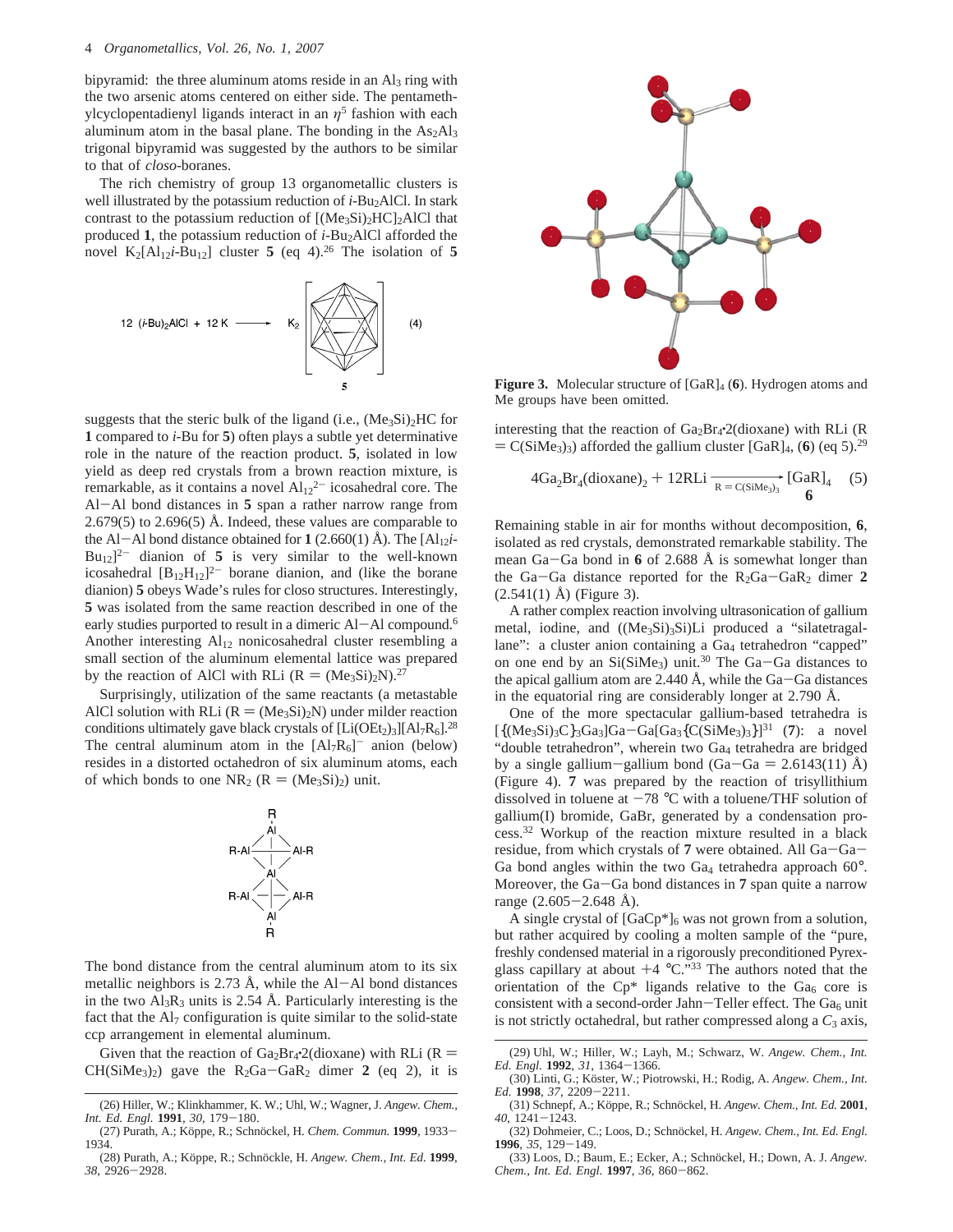bipyramid: the three aluminum atoms reside in an $Al_3$ ring with the two arsenic atoms centered on either side. The pentamethylcyclopentadienyl ligands interact in an $\eta^5$ fashion with each aluminum atom in the basal plane. The bonding in the $As_2Al_3$ trigonal bipyramid was suggested by the authors to be similar to that of *closo*-boranes.

The rich chemistry of group 13 organometallic clusters is well illustrated by the potassium reduction of *i*-$Bu_2AlCl$. In stark contrast to the potassium reduction of $[(Me_3Si)_2HC]_2AlCl$ that produced **1**, the potassium reduction of *i*-$Bu_2AlCl$ afforded the novel $K_2[Al_{12}i\text{-}Bu_{12}]$ cluster **5** (eq 4).[26] The isolation of **5**

$$12\ (i\text{-Bu})_2AlCl + 12\ K \longrightarrow K_2[\ \ ] \quad (4)$$

**5**

suggests that the steric bulk of the ligand (i.e., $(Me_3Si)_2HC$ for **1** compared to *i*-Bu for **5**) often plays a subtle yet determinative role in the nature of the reaction product. **5**, isolated in low yield as deep red crystals from a brown reaction mixture, is remarkable, as it contains a novel $Al_{12}^{2-}$ icosahedral core. The Al−Al bond distances in **5** span a rather narrow range from 2.679(5) to 2.696(5) Å. Indeed, these values are comparable to the Al−Al bond distance obtained for **1** (2.660(1) Å). The $[Al_{12}i\text{-}Bu_{12}]^{2-}$ dianion of **5** is very similar to the well-known icosahedral $[B_{12}H_{12}]^{2-}$ borane dianion, and (like the borane dianion) **5** obeys Wade's rules for closo structures. Interestingly, **5** was isolated from the same reaction described in one of the early studies purported to result in a dimeric Al−Al compound.[6] Another interesting $Al_{12}$ nonicosahedral cluster resembling a small section of the aluminum elemental lattice was prepared by the reaction of AlCl with RLi (R = $(Me_3Si)_2N$).[27]

Surprisingly, utilization of the same reactants (a metastable AlCl solution with RLi (R = $(Me_3Si)_2N$) under milder reaction conditions ultimately gave black crystals of $[Li(OEt_2)_3][Al_7R_6]$.[28] The central aluminum atom in the $[Al_7R_6]^-$ anion (below) resides in a distorted octahedron of six aluminum atoms, each of which bonds to one $NR_2$ (R = $(Me_3Si)_2$) unit.

The bond distance from the central aluminum atom to its six metallic neighbors is 2.73 Å, while the Al−Al bond distances in the two $Al_3R_3$ units is 2.54 Å. Particularly interesting is the fact that the $Al_7$ configuration is quite similar to the solid-state ccp arrangement in elemental aluminum.

Given that the reaction of $Ga_2Br_4{\cdot}2(dioxane)$ with RLi (R = $CH(SiMe_3)_2$) gave the $R_2Ga{-}GaR_2$ dimer **2** (eq 2), it is interesting that the reaction of $Ga_2Br_4{\cdot}2(dioxane)$ with RLi (R = $C(SiMe_3)_3$) afforded the gallium cluster $[GaR]_4$, (**6**) (eq 5).[29]

Figure 3. Molecular structure of $[GaR]_4$ (**6**). Hydrogen atoms and Me groups have been omitted.

$$4Ga_2Br_4(dioxane)_2 + 12RLi \xrightarrow[R = C(SiMe_3)_3]{} \underset{\mathbf{6}}{[GaR]_4} \quad (5)$$

Remaining stable in air for months without decomposition, **6**, isolated as red crystals, demonstrated remarkable stability. The mean Ga−Ga bond in **6** of 2.688 Å is somewhat longer than the Ga−Ga distance reported for the $R_2Ga{-}GaR_2$ dimer **2** (2.541(1) Å) (Figure 3).

A rather complex reaction involving ultrasonication of gallium metal, iodine, and $((Me_3Si)_3Si)Li$ produced a "silatetragallane": a cluster anion containing a $Ga_4$ tetrahedron "capped" on one end by an $Si(SiMe_3)$ unit.[30] The Ga−Ga distances to the apical gallium atom are 2.440 Å, while the Ga−Ga distances in the equatorial ring are considerably longer at 2.790 Å.

One of the more spectacular gallium-based tetrahedra is $[\{(Me_3Si)_3C\}_3Ga_3]Ga{-}Ga[Ga_3\{C(SiMe_3)_3\}]$[31] (**7**): a novel "double tetrahedron", wherein two $Ga_4$ tetrahedra are bridged by a single gallium−gallium bond (Ga−Ga = 2.6143(11) Å) (Figure 4). **7** was prepared by the reaction of trisyllithium dissolved in toluene at −78 °C with a toluene/THF solution of gallium(I) bromide, GaBr, generated by a condensation process.[32] Workup of the reaction mixture resulted in a black residue, from which crystals of **7** were obtained. All Ga−Ga−Ga bond angles within the two $Ga_4$ tetrahedra approach 60°. Moreover, the Ga−Ga bond distances in **7** span quite a narrow range (2.605−2.648 Å).

A single crystal of $[GaCp^*]_6$ was not grown from a solution, but rather acquired by cooling a molten sample of the "pure, freshly condensed material in a rigorously preconditioned Pyrex-glass capillary at about +4 °C."[33] The authors noted that the orientation of the Cp* ligands relative to the $Ga_6$ core is consistent with a second-order Jahn−Teller effect. The $Ga_6$ unit is not strictly octahedral, but rather compressed along a $C_3$ axis,

(26) Hiller, W.; Klinkhammer, K. W.; Uhl, W.; Wagner, J. *Angew. Chem., Int. Ed. Engl.* **1991**, *30*, 179−180.
(27) Purath, A.; Köppe, R.; Schnöckel, H. *Chem. Commun.* **1999**, 1933−1934.
(28) Purath, A.; Köppe, R.; Schnöckle, H. *Angew. Chem., Int. Ed.* **1999**, *38*, 2926−2928.
(29) Uhl, W.; Hiller, W.; Layh, M.; Schwarz, W. *Angew. Chem., Int. Ed. Engl.* **1992**, *31*, 1364−1366.
(30) Linti, G.; Köster, W.; Piotrowski, H.; Rodig, A. *Angew. Chem., Int. Ed.* **1998**, *37*, 2209−2211.
(31) Schnepf, A.; Köppe, R.; Schnöckel, H. *Angew. Chem., Int. Ed.* **2001**, *40*, 1241−1243.
(32) Dohmeier, C.; Loos, D.; Schnöckel, H. *Angew. Chem., Int. Ed. Engl.* **1996**, *35*, 129−149.
(33) Loos, D.; Baum, E.; Ecker, A.; Schnöckel, H.; Down, A. J. *Angew. Chem., Int. Ed. Engl.* **1997**, *36*, 860−862.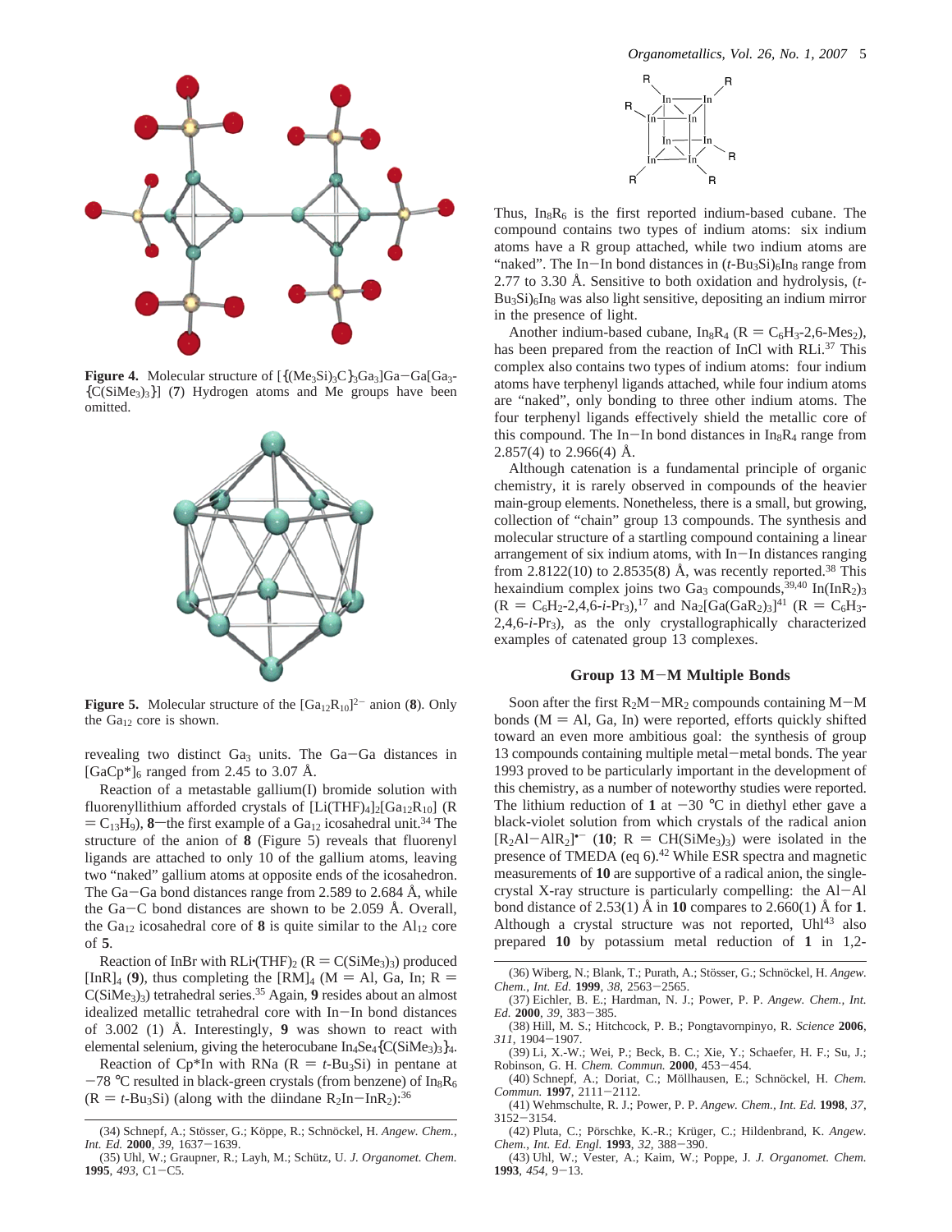**Figure 4.** Molecular structure of $[\{(Me_3Si)_3C\}_3Ga_3]Ga{-}Ga[Ga_3\{C(SiMe_3)_3\}]$ (**7**) Hydrogen atoms and Me groups have been omitted.

**Figure 5.** Molecular structure of the $[Ga_{12}R_{10}]^{2-}$ anion (**8**). Only the $Ga_{12}$ core is shown.

revealing two distinct $Ga_3$ units. The Ga−Ga distances in $[GaCp^*]_6$ ranged from 2.45 to 3.07 Å.

Reaction of a metastable gallium(I) bromide solution with fluorenyllithium afforded crystals of $[Li(THF)_4]_2[Ga_{12}R_{10}]$ (R = $C_{13}H_9$), **8**—the first example of a $Ga_{12}$ icosahedral unit.[34] The structure of the anion of **8** (Figure 5) reveals that fluorenyl ligands are attached to only 10 of the gallium atoms, leaving two "naked" gallium atoms at opposite ends of the icosahedron. The Ga−Ga bond distances range from 2.589 to 2.684 Å, while the Ga−C bond distances are shown to be 2.059 Å. Overall, the $Ga_{12}$ icosahedral core of **8** is quite similar to the $Al_{12}$ core of **5**.

Reaction of InBr with $RLi{\cdot}(THF)_2$ (R = $C(SiMe_3)_3$) produced $[InR]_4$ (**9**), thus completing the $[RM]_4$ (M = Al, Ga, In; R = $C(SiMe_3)_3$) tetrahedral series.[35] Again, **9** resides about an almost idealized metallic tetrahedral core with In−In bond distances of 3.002 (1) Å. Interestingly, **9** was shown to react with elemental selenium, giving the heterocubane $In_4Se_4\{C(SiMe_3)_3\}_4$.

Reaction of Cp*In with RNa (R = *t*-$Bu_3Si$) in pentane at −78 °C resulted in black-green crystals (from benzene) of $In_8R_6$ (R = *t*-$Bu_3Si$) (along with the diindane $R_2In{-}InR_2$):[36]

Thus, $In_8R_6$ is the first reported indium-based cubane. The compound contains two types of indium atoms: six indium atoms have a R group attached, while two indium atoms are "naked". The In−In bond distances in $(t\text{-}Bu_3Si)_6In_8$ range from 2.77 to 3.30 Å. Sensitive to both oxidation and hydrolysis, $(t\text{-}Bu_3Si)_6In_8$ was also light sensitive, depositing an indium mirror in the presence of light.

Another indium-based cubane, $In_8R_4$ (R = $C_6H_3$-2,6-$Mes_2$), has been prepared from the reaction of InCl with RLi.[37] This complex also contains two types of indium atoms: four indium atoms have terphenyl ligands attached, while four indium atoms are "naked", only bonding to three other indium atoms. The four terphenyl ligands effectively shield the metallic core of this compound. The In−In bond distances in $In_8R_4$ range from 2.857(4) to 2.966(4) Å.

Although catenation is a fundamental principle of organic chemistry, it is rarely observed in compounds of the heavier main-group elements. Nonetheless, there is a small, but growing, collection of "chain" group 13 compounds. The synthesis and molecular structure of a startling compound containing a linear arrangement of six indium atoms, with In−In distances ranging from 2.8122(10) to 2.8535(8) Å, was recently reported.[38] This hexaindium complex joins two $Ga_3$ compounds,[39,40] $In(InR_2)_3$ (R = $C_6H_2$-2,4,6-*i*-$Pr_3$),[17] and $Na_2[Ga(GaR_2)_3]$[41] (R = $C_6H_3$-2,4,6-*i*-$Pr_3$), as the only crystallographically characterized examples of catenated group 13 complexes.

## Group 13 M−M Multiple Bonds

Soon after the first $R_2M{-}MR_2$ compounds containing M−M bonds (M = Al, Ga, In) were reported, efforts quickly shifted toward an even more ambitious goal: the synthesis of group 13 compounds containing multiple metal−metal bonds. The year 1993 proved to be particularly important in the development of this chemistry, as a number of noteworthy studies were reported. The lithium reduction of **1** at −30 °C in diethyl ether gave a black-violet solution from which crystals of the radical anion $[R_2Al{-}AlR_2]^{\bullet-}$ (**10**; R = $CH(SiMe_3)_2$) were isolated in the presence of TMEDA (eq 6).[42] While ESR spectra and magnetic measurements of **10** are supportive of a radical anion, the single-crystal X-ray structure is particularly compelling: the Al−Al bond distance of 2.53(1) Å in **10** compares to 2.660(1) Å for **1**. Although a crystal structure was not reported, Uhl[43] also prepared **10** by potassium metal reduction of **1** in 1,2-

(34) Schnepf, A.; Stösser, G.; Köppe, R.; Schnöckel, H. *Angew. Chem., Int. Ed.* **2000**, *39*, 1637−1639.
(35) Uhl, W.; Graupner, R.; Layh, M.; Schütz, U. *J. Organomet. Chem.* **1995**, *493*, C1−C5.
(36) Wiberg, N.; Blank, T.; Purath, A.; Stösser, G.; Schnöckel, H. *Angew. Chem., Int. Ed.* **1999**, *38*, 2563−2565.
(37) Eichler, B. E.; Hardman, N. J.; Power, P. P. *Angew. Chem., Int. Ed.* **2000**, *39*, 383−385.
(38) Hill, M. S.; Hitchcock, P. B.; Pongtavornpinyo, R. *Science* **2006**, *311*, 1904−1907.
(39) Li, X.-W.; Wei, P.; Beck, B. C.; Xie, Y.; Schaefer, H. F.; Su, J.; Robinson, G. H. *Chem. Commun.* **2000**, 453−454.
(40) Schnepf, A.; Doriat, C.; Möllhausen, E.; Schnöckel, H. *Chem. Commun.* **1997**, 2111−2112.
(41) Wehmschulte, R. J.; Power, P. P. *Angew. Chem., Int. Ed.* **1998**, *37*, 3152−3154.
(42) Pluta, C.; Pörschke, K.-R.; Krüger, C.; Hildenbrand, K. *Angew. Chem., Int. Ed. Engl.* **1993**, *32*, 388−390.
(43) Uhl, W.; Vester, A.; Kaim, W.; Poppe, J. *J. Organomet. Chem.* **1993**, *454*, 9−13.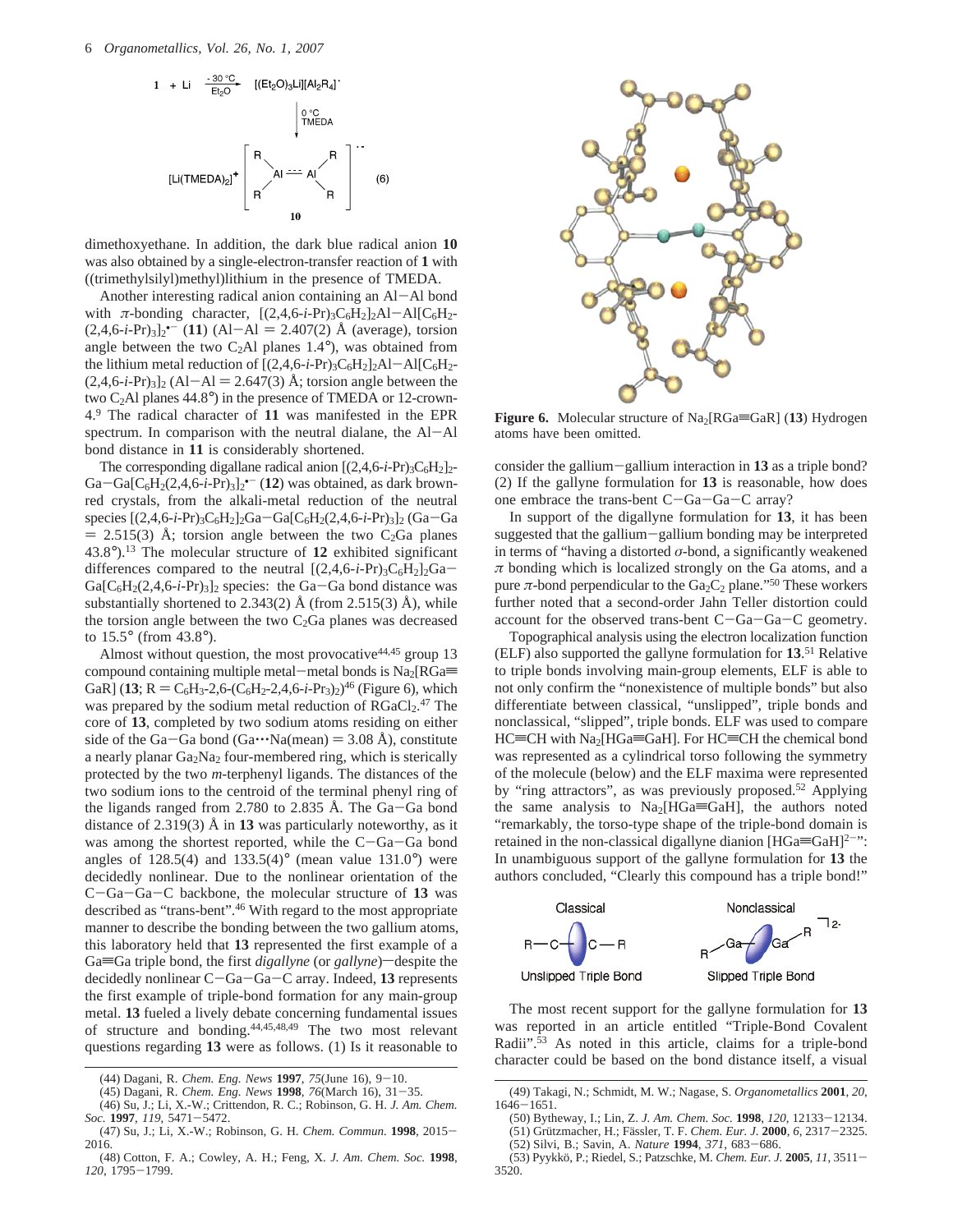$$1 + Li \xrightarrow[Et_2O]{-30\ °C} [(Et_2O)_3Li][Al_2R_4]^{\cdot}$$

$$\downarrow \ 0\ °C,\ TMEDA$$

$$[Li(TMEDA)_2]^+ \left[ R_2Al \cdots AlR_2 \right]^{\cdot -} \quad (6)$$

**10**

dimethoxyethane. In addition, the dark blue radical anion **10** was also obtained by a single-electron-transfer reaction of **1** with ((trimethylsilyl)methyl)lithium in the presence of TMEDA.

Another interesting radical anion containing an Al−Al bond with $\pi$-bonding character, $[(2,4,6\text{-}i\text{-}Pr)_3C_6H_2]_2Al{-}Al[C_6H_2\text{-}(2,4,6\text{-}i\text{-}Pr)_3]_2^{\bullet -}$ (**11**) (Al−Al = 2.407(2) Å (average), torsion angle between the two $C_2Al$ planes 1.4°), was obtained from the lithium metal reduction of $[(2,4,6\text{-}i\text{-}Pr)_3C_6H_2]_2Al{-}Al[C_6H_2\text{-}(2,4,6\text{-}i\text{-}Pr)_3]_2$ (Al−Al = 2.647(3) Å; torsion angle between the two $C_2Al$ planes 44.8°) in the presence of TMEDA or 12-crown-4.[9] The radical character of **11** was manifested in the EPR spectrum. In comparison with the neutral dialane, the Al−Al bond distance in **11** is considerably shortened.

The corresponding digallane radical anion $[(2,4,6\text{-}i\text{-}Pr)_3C_6H_2]_2\text{-}Ga{-}Ga[C_6H_2(2,4,6\text{-}i\text{-}Pr)_3]_2^{\bullet -}$ (**12**) was obtained, as dark brown-red crystals, from the alkali-metal reduction of the neutral species $[(2,4,6\text{-}i\text{-}Pr)_3C_6H_2]_2Ga{-}Ga[C_6H_2(2,4,6\text{-}i\text{-}Pr)_3]_2$ (Ga−Ga = 2.515(3) Å; torsion angle between the two $C_2Ga$ planes 43.8°).[13] The molecular structure of **12** exhibited significant differences compared to the neutral $[(2,4,6\text{-}i\text{-}Pr)_3C_6H_2]_2Ga{-}Ga[C_6H_2(2,4,6\text{-}i\text{-}Pr)_3]_2$ species: the Ga−Ga bond distance was substantially shortened to 2.343(2) Å (from 2.515(3) Å), while the torsion angle between the two $C_2Ga$ planes was decreased to 15.5° (from 43.8°).

Almost without question, the most provocative[44,45] group 13 compound containing multiple metal−metal bonds is $Na_2[RGa{\equiv}GaR]$ (**13**; R = $C_6H_3$-2,6-$(C_6H_2$-2,4,6-$i$-$Pr_3)_2$)[46] (Figure 6), which was prepared by the sodium metal reduction of $RGaCl_2$.[47] The core of **13**, completed by two sodium atoms residing on either side of the Ga−Ga bond (Ga···Na(mean) = 3.08 Å), constitute a nearly planar $Ga_2Na_2$ four-membered ring, which is sterically protected by the two *m*-terphenyl ligands. The distances of the two sodium ions to the centroid of the terminal phenyl ring of the ligands ranged from 2.780 to 2.835 Å. The Ga−Ga bond distance of 2.319(3) Å in **13** was particularly noteworthy, as it was among the shortest reported, while the C−Ga−Ga bond angles of 128.5(4) and 133.5(4)° (mean value 131.0°) were decidedly nonlinear. Due to the nonlinear orientation of the C−Ga−Ga−C backbone, the molecular structure of **13** was described as "trans-bent".[46] With regard to the most appropriate manner to describe the bonding between the two gallium atoms, this laboratory held that **13** represented the first example of a Ga≡Ga triple bond, the first *digallyne* (or *gallyne*)—despite the decidedly nonlinear C−Ga−Ga−C array. Indeed, **13** represents the first example of triple-bond formation for any main-group metal. **13** fueled a lively debate concerning fundamental issues of structure and bonding.[44,45,48,49] The two most relevant questions regarding **13** were as follows. (1) Is it reasonable to consider the gallium−gallium interaction in **13** as a triple bond? (2) If the gallyne formulation for **13** is reasonable, how does one embrace the trans-bent C−Ga−Ga−C array?

**Figure 6.** Molecular structure of $Na_2[RGa{\equiv}GaR]$ (**13**) Hydrogen atoms have been omitted.

In support of the digallyne formulation for **13**, it has been suggested that the gallium−gallium bonding may be interpreted in terms of "having a distorted $\sigma$-bond, a significantly weakened $\pi$ bonding which is localized strongly on the Ga atoms, and a pure $\pi$-bond perpendicular to the $Ga_2C_2$ plane."[50] These workers further noted that a second-order Jahn Teller distortion could account for the observed trans-bent C−Ga−Ga−C geometry.

Topographical analysis using the electron localization function (ELF) also supported the gallyne formulation for **13**.[51] Relative to triple bonds involving main-group elements, ELF is able to not only confirm the "nonexistence of multiple bonds" but also differentiate between classical, "unslipped", triple bonds and nonclassical, "slipped", triple bonds. ELF was used to compare HC≡CH with $Na_2[HGa{\equiv}GaH]$. For HC≡CH the chemical bond was represented as a cylindrical torso following the symmetry of the molecule (below) and the ELF maxima were represented by "ring attractors", as was previously proposed.[52] Applying the same analysis to $Na_2[HGa{\equiv}GaH]$, the authors noted "remarkably, the torso-type shape of the triple-bond domain is retained in the non-classical digallyne dianion $[HGa{\equiv}GaH]^{2-}$": In unambiguous support of the gallyne formulation for **13** the authors concluded, "Clearly this compound has a triple bond!"

Classical
R−C≡C−R
Unslipped Triple Bond

Nonclassical
$[RGa{\equiv}GaR]^{2-}$
Slipped Triple Bond

The most recent support for the gallyne formulation for **13** was reported in an article entitled "Triple-Bond Covalent Radii".[53] As noted in this article, claims for a triple-bond character could be based on the bond distance itself, a visual

(44) Dagani, R. *Chem. Eng. News* **1997**, *75*(June 16), 9−10.
(45) Dagani, R. *Chem. Eng. News* **1998**, *76*(March 16), 31−35.
(46) Su, J.; Li, X.-W.; Crittendon, R. C.; Robinson, G. H. *J. Am. Chem. Soc.* **1997**, *119*, 5471−5472.
(47) Su, J.; Li, X.-W.; Robinson, G. H. *Chem. Commun.* **1998**, 2015−2016.
(48) Cotton, F. A.; Cowley, A. H.; Feng, X. *J. Am. Chem. Soc.* **1998**, *120*, 1795−1799.
(49) Takagi, N.; Schmidt, M. W.; Nagase, S. *Organometallics* **2001**, *20*, 1646−1651.
(50) Bytheway, I.; Lin, Z. *J. Am. Chem. Soc.* **1998**, *120*, 12133−12134.
(51) Grützmacher, H.; Fässler, T. F. *Chem. Eur. J.* **2000**, *6*, 2317−2325.
(52) Silvi, B.; Savin, A. *Nature* **1994**, *371*, 683−686.
(53) Pyykkö, P.; Riedel, S.; Patzschke, M. *Chem. Eur. J.* **2005**, *11*, 3511−3520.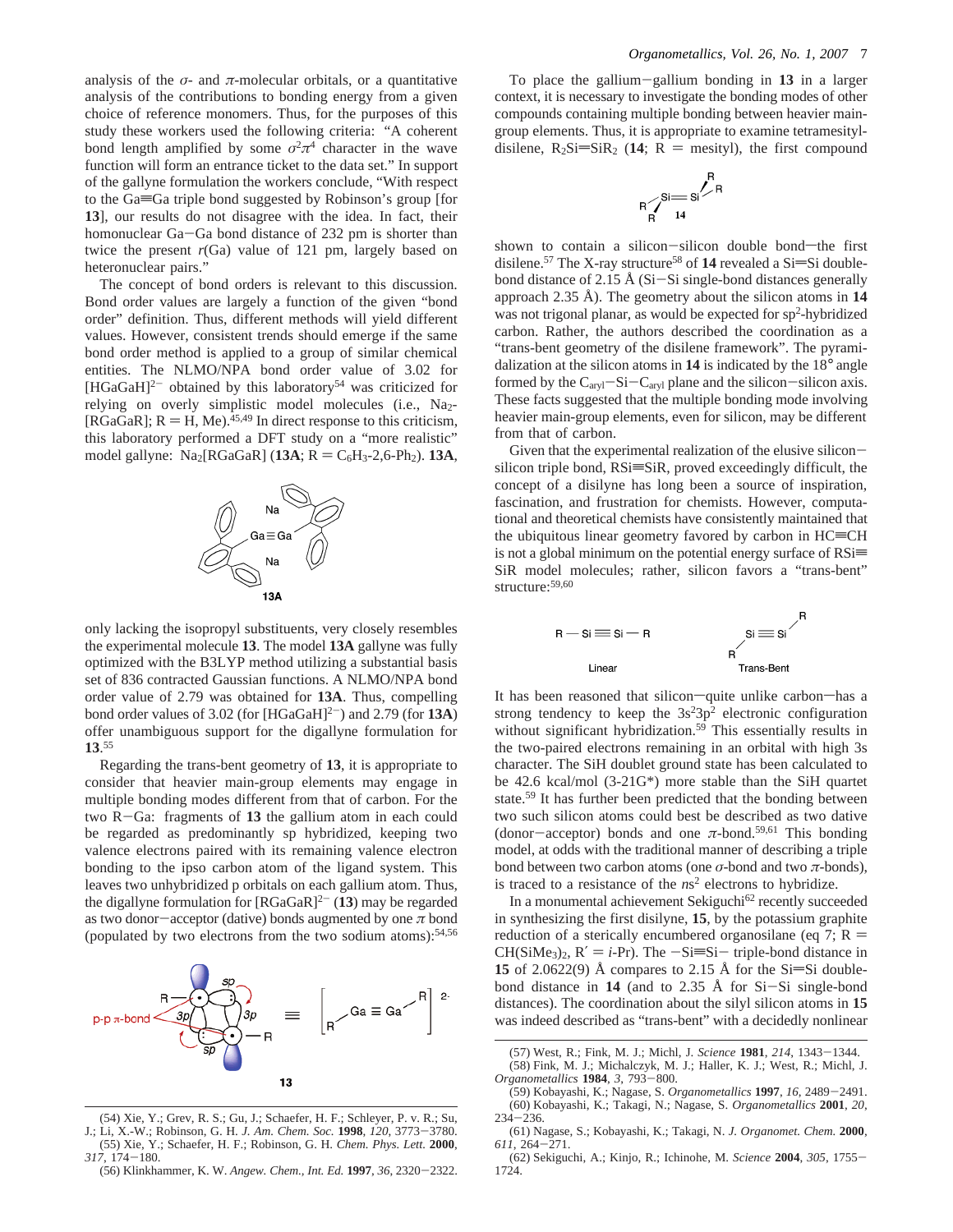analysis of the σ- and π-molecular orbitals, or a quantitative analysis of the contributions to bonding energy from a given choice of reference monomers. Thus, for the purposes of this study these workers used the following criteria: "A coherent bond length amplified by some $\sigma^2\pi^4$ character in the wave function will form an entrance ticket to the data set." In support of the gallyne formulation the workers conclude, "With respect to the Ga≡Ga triple bond suggested by Robinson's group [for **13**], our results do not disagree with the idea. In fact, their homonuclear Ga−Ga bond distance of 232 pm is shorter than twice the present *r*(Ga) value of 121 pm, largely based on heteronuclear pairs."

The concept of bond orders is relevant to this discussion. Bond order values are largely a function of the given "bond order" definition. Thus, different methods will yield different values. However, consistent trends should emerge if the same bond order method is applied to a group of similar chemical entities. The NLMO/NPA bond order value of 3.02 for $[HGaGaH]^{2-}$ obtained by this laboratory[54] was criticized for relying on overly simplistic model molecules (i.e., $Na_2[RGaGaR]$; R = H, Me).[45,49] In direct response to this criticism, this laboratory performed a DFT study on a "more realistic" model gallyne: $Na_2[RGaGaR]$ (**13A**; R = $C_6H_3$-2,6-$Ph_2$). **13A**, only lacking the isopropyl substituents, very closely resembles the experimental molecule **13**. The model **13A** gallyne was fully optimized with the B3LYP method utilizing a substantial basis set of 836 contracted Gaussian functions. A NLMO/NPA bond order value of 2.79 was obtained for **13A**. Thus, compelling bond order values of 3.02 (for $[HGaGaH]^{2-}$) and 2.79 (for **13A**) offer unambiguous support for the digallyne formulation for **13**.[55]

Regarding the trans-bent geometry of **13**, it is appropriate to consider that heavier main-group elements may engage in multiple bonding modes different from that of carbon. For the two R−Ga: fragments of **13** the gallium atom in each could be regarded as predominantly sp hybridized, keeping two valence electrons paired with its remaining valence electron bonding to the ipso carbon atom of the ligand system. This leaves two unhybridized p orbitals on each gallium atom. Thus, the digallyne formulation for $[RGaGaR]^{2-}$ (**13**) may be regarded as two donor−acceptor (dative) bonds augmented by one π bond (populated by two electrons from the two sodium atoms):[54,56]

To place the gallium−gallium bonding in **13** in a larger context, it is necessary to investigate the bonding modes of other compounds containing multiple bonding between heavier main-group elements. Thus, it is appropriate to examine tetramesityldisilene, $R_2Si{=}SiR_2$ (**14**; R = mesityl), the first compound shown to contain a silicon−silicon double bond—the first disilene.[57] The X-ray structure[58] of **14** revealed a Si═Si double-bond distance of 2.15 Å (Si−Si single-bond distances generally approach 2.35 Å). The geometry about the silicon atoms in **14** was not trigonal planar, as would be expected for $sp^2$-hybridized carbon. Rather, the authors described the coordination as a "trans-bent geometry of the disilene framework". The pyramidalization at the silicon atoms in **14** is indicated by the 18° angle formed by the $C_{aryl}$−Si−$C_{aryl}$ plane and the silicon−silicon axis. These facts suggested that the multiple bonding mode involving heavier main-group elements, even for silicon, may be different from that of carbon.

Given that the experimental realization of the elusive silicon−silicon triple bond, RSi≡SiR, proved exceedingly difficult, the concept of a disilyne has long been a source of inspiration, fascination, and frustration for chemists. However, computational and theoretical chemists have consistently maintained that the ubiquitous linear geometry favored by carbon in HC≡CH is not a global minimum on the potential energy surface of RSi≡SiR model molecules; rather, silicon favors a "trans-bent" structure:[59,60]

It has been reasoned that silicon—quite unlike carbon—has a strong tendency to keep the $3s^23p^2$ electronic configuration without significant hybridization.[59] This essentially results in the two-paired electrons remaining in an orbital with high 3s character. The SiH doublet ground state has been calculated to be 42.6 kcal/mol (3-21G*) more stable than the SiH quartet state.[59] It has further been predicted that the bonding between two such silicon atoms could best be described as two dative (donor−acceptor) bonds and one π-bond.[59,61] This bonding model, at odds with the traditional manner of describing a triple bond between two carbon atoms (one σ-bond and two π-bonds), is traced to a resistance of the $ns^2$ electrons to hybridize.

In a monumental achievement Sekiguchi[62] succeeded in synthesizing the first disilyne, **15**, by the potassium graphite reduction of a sterically encumbered organosilane (eq 7; R = $CH(SiMe_3)_2$, R′ = *i*-Pr). The −Si≡Si− triple-bond distance in **15** of 2.0622(9) Å compares to 2.15 Å for the Si═Si double-bond distance in **14** (and to 2.35 Å for Si−Si single-bond distances). The coordination about the silyl silicon atoms in **15** was indeed described as "trans-bent" with a decidedly nonlinear

(54) Xie, Y.; Grev, R. S.; Gu, J.; Schaefer, H. F.; Schleyer, P. v. R.; Su, J.; Li, X.-W.; Robinson, G. H. *J. Am. Chem. Soc.* **1998**, *120*, 3773−3780.

(55) Xie, Y.; Schaefer, H. F.; Robinson, G. H. *Chem. Phys. Lett.* **2000**, *317*, 174−180.

(56) Klinkhammer, K. W. *Angew. Chem., Int. Ed.* **1997**, *36*, 2320−2322.

(57) West, R.; Fink, M. J.; Michl, J. *Science* **1981**, *214*, 1343−1344.

(58) Fink, M. J.; Michalczyk, M. J.; Haller, K. J.; West, R.; Michl, J. *Organometallics* **1984**, *3*, 793−800.

(59) Kobayashi, K.; Nagase, S. *Organometallics* **1997**, *16*, 2489−2491.

(60) Kobayashi, K.; Takagi, N.; Nagase, S. *Organometallics* **2001**, *20*, 234−236.

(61) Nagase, S.; Kobayashi, K.; Takagi, N. *J. Organomet. Chem.* **2000**, *611*, 264−271.

(62) Sekiguchi, A.; Kinjo, R.; Ichinohe, M. *Science* **2004**, *305*, 1755−1724.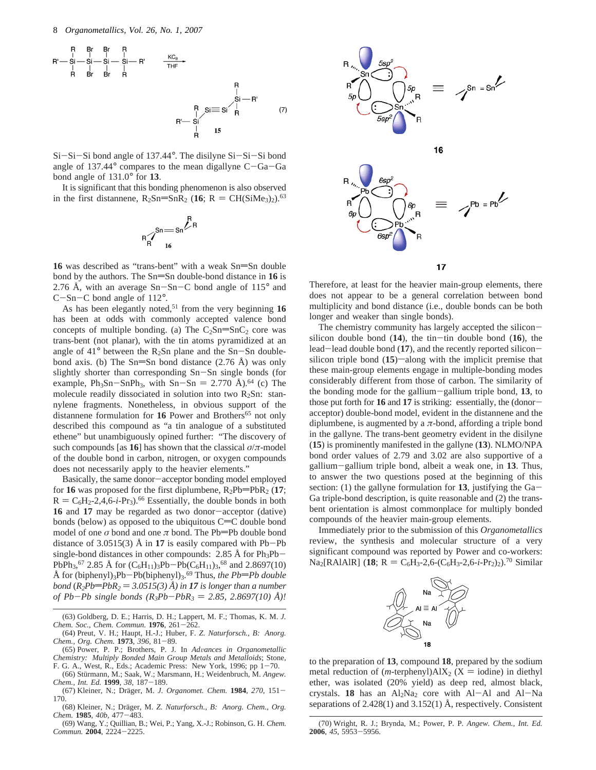Si−Si−Si bond angle of 137.44°. The disilyne Si−Si−Si bond angle of 137.44° compares to the mean digallyne C−Ga−Ga bond angle of 131.0° for **13**.

It is significant that this bonding phenomenon is also observed in the first distannene, $R_2Sn{=}SnR_2$ (**16**; R = $CH(SiMe_3)_2$).[63]

**16** was described as "trans-bent" with a weak Sn═Sn double bond by the authors. The Sn═Sn double-bond distance in **16** is 2.76 Å, with an average Sn−Sn−C bond angle of 115° and C−Sn−C bond angle of 112°.

As has been elegantly noted,[51] from the very beginning **16** has been at odds with commonly accepted valence bond concepts of multiple bonding. (a) The $C_2Sn{=}SnC_2$ core was trans-bent (not planar), with the tin atoms pyramidized at an angle of 41° between the $R_2Sn$ plane and the Sn−Sn double-bond axis. (b) The Sn═Sn bond distance (2.76 Å) was only slightly shorter than corresponding Sn−Sn single bonds (for example, $Ph_3Sn{-}SnPh_3$, with Sn−Sn = 2.770 Å).[64] (c) The molecule readily dissociated in solution into two $R_2Sn$: stannylene fragments. Nonetheless, in obvious support of the distannene formulation for **16** Power and Brothers[65] not only described this compound as "a tin analogue of a substituted ethene" but unambiguously opined further: "The discovery of such compounds [as **16**] has shown that the classical σ/π-model of the double bond in carbon, nitrogen, or oxygen compounds does not necessarily apply to the heavier elements."

Basically, the same donor−acceptor bonding model employed for **16** was proposed for the first diplumbene, $R_2Pb{=}PbR_2$ (**17**; R = $C_6H_2$-2,4,6-*i*-$Pr_3$).[66] Essentially, the double bonds in both **16** and **17** may be regarded as two donor−acceptor (dative) bonds (below) as opposed to the ubiquitous C═C double bond model of one σ bond and one π bond. The Pb═Pb double bond distance of 3.0515(3) Å in **17** is easily compared with Pb−Pb single-bond distances in other compounds: 2.85 Å for $Ph_3Pb{-}PbPh_3$,[67] 2.85 Å for $(C_6H_{11})_3Pb{-}Pb(C_6H_{11})_3$,[68] and 2.8697(10) Å for $(biphenyl)_3Pb{-}Pb(biphenyl)_3$.[69] Thus, *the Pb═Pb double bond ($R_2Pb{=}PbR_2$ = 3.0515(3) Å) in **17** is longer than a number of Pb−Pb single bonds ($R_3Pb{-}PbR_3$ = 2.85, 2.8697(10) Å)!*

Therefore, at least for the heavier main-group elements, there does not appear to be a general correlation between bond multiplicity and bond distance (i.e., double bonds can be both longer and weaker than single bonds).

The chemistry community has largely accepted the silicon−silicon double bond (**14**), the tin−tin double bond (**16**), the lead−lead double bond (**17**), and the recently reported silicon−silicon triple bond (**15**)—along with the implicit premise that these main-group elements engage in multiple-bonding modes considerably different from those of carbon. The similarity of the bonding mode for the gallium−gallium triple bond, **13**, to those put forth for **16** and **17** is striking: essentially, the (donor−acceptor) double-bond model, evident in the distannene and the diplumbene, is augmented by a π-bond, affording a triple bond in the gallyne. The trans-bent geometry evident in the disilyne (**15**) is prominently manifested in the gallyne (**13**). NLMO/NPA bond order values of 2.79 and 3.02 are also supportive of a gallium−gallium triple bond, albeit a weak one, in **13**. Thus, to answer the two questions posed at the beginning of this section: (1) the gallyne formulation for **13**, justifying the Ga−Ga triple-bond description, is quite reasonable and (2) the trans-bent orientation is almost commonplace for multiply bonded compounds of the heavier main-group elements.

Immediately prior to the submission of this *Organometallics* review, the synthesis and molecular structure of a very significant compound was reported by Power and co-workers: $Na_2[RAlAlR]$ (**18**; R = $C_6H_3$-2,6-($C_6H_3$-2,6-*i*-$Pr_2)_2$).[70] Similar to the preparation of **13**, compound **18**, prepared by the sodium metal reduction of (*m*-terphenyl)$AlX_2$ (X = iodine) in diethyl ether, was isolated (20% yield) as deep red, almost black, crystals. **18** has an $Al_2Na_2$ core with Al−Al and Al−Na separations of 2.428(1) and 3.152(1) Å, respectively. Consistent

(63) Goldberg, D. E.; Harris, D. H.; Lappert, M. F.; Thomas, K. M. *J. Chem. Soc., Chem. Commun.* **1976**, 261−262.

(64) Preut, V. H.; Haupt, H.-J.; Huber, F. *Z. Naturforsch., B: Anorg. Chem., Org. Chem.* **1973**, *396*, 81−89.

(65) Power, P. P.; Brothers, P. J. In *Advances in Organometallic Chemistry: Multiply Bonded Main Group Metals and Metalloids*; Stone, F. G. A., West, R., Eds.; Academic Press: New York, 1996; pp 1−70.

(66) Stürmann, M.; Saak, W.; Marsmann, H.; Weidenbruch, M. *Angew. Chem., Int. Ed.* **1999**, *38*, 187−189.

(67) Kleiner, N.; Dräger, M. *J. Organomet. Chem.* **1984**, *270*, 151−170.

(68) Kleiner, N.; Dräger, M. *Z. Naturforsch., B: Anorg. Chem., Org. Chem.* **1985**, *40b*, 477−483.

(69) Wang, Y.; Quillian, B.; Wei, P.; Yang, X.-J.; Robinson, G. H. *Chem. Commun.* **2004**, 2224−2225.

(70) Wright, R. J.; Brynda, M.; Power, P. P. *Angew. Chem., Int. Ed.* **2006**, *45*, 5953−5956.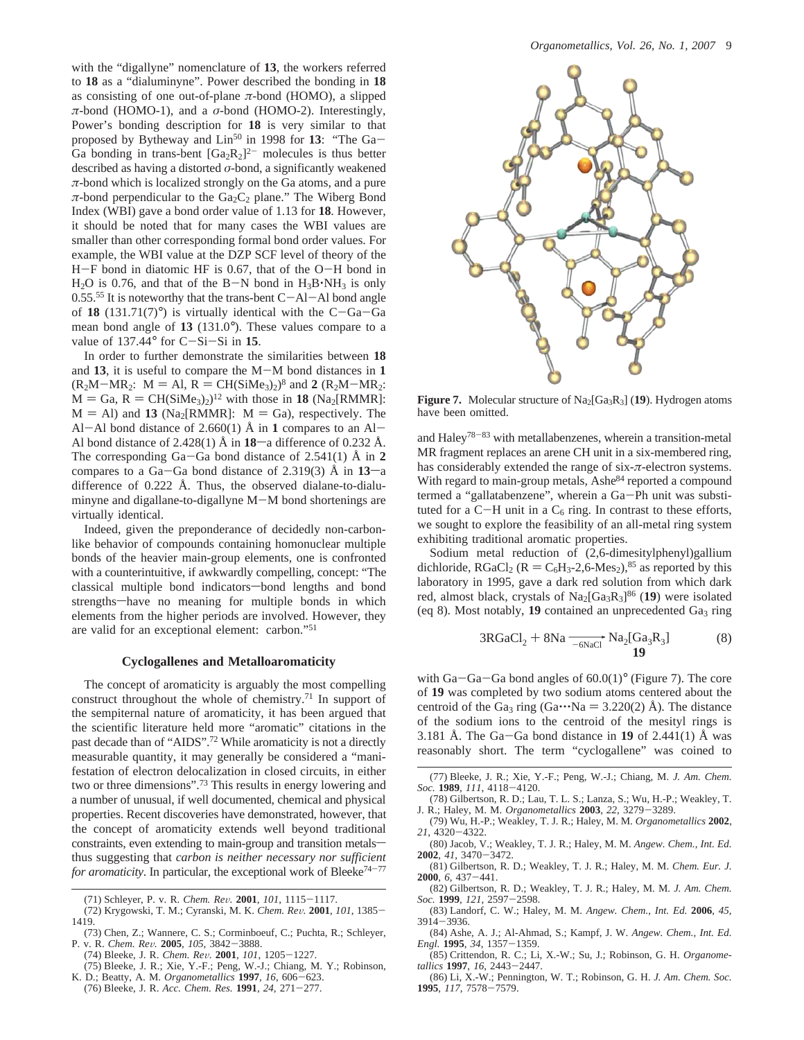with the "digallyne" nomenclature of **13**, the workers referred to **18** as a "dialuminyne". Power described the bonding in **18** as consisting of one out-of-plane π-bond (HOMO), a slipped π-bond (HOMO-1), and a σ-bond (HOMO-2). Interestingly, Power's bonding description for **18** is very similar to that proposed by Bytheway and Lin[50] in 1998 for **13**: "The Ga–Ga bonding in trans-bent $[Ga_2R_2]^{2-}$ molecules is thus better described as having a distorted σ-bond, a significantly weakened π-bond which is localized strongly on the Ga atoms, and a pure π-bond perpendicular to the $Ga_2C_2$ plane." The Wiberg Bond Index (WBI) gave a bond order value of 1.13 for **18**. However, it should be noted that for many cases the WBI values are smaller than other corresponding formal bond order values. For example, the WBI value at the DZP SCF level of theory of the H–F bond in diatomic HF is 0.67, that of the O–H bond in $H_2O$ is 0.76, and that of the B–N bond in $H_3B{\cdot}NH_3$ is only 0.55.[55] It is noteworthy that the trans-bent C–Al–Al bond angle of **18** (131.71(7)°) is virtually identical with the C–Ga–Ga mean bond angle of **13** (131.0°). These values compare to a value of 137.44° for C–Si–Si in **15**.

In order to further demonstrate the similarities between **18** and **13**, it is useful to compare the M–M bond distances in **1** ($R_2M{-}MR_2$: M = Al, R = $CH(SiMe_3)_2$)[8] and **2** ($R_2M{-}MR_2$: M = Ga, R = $CH(SiMe_3)_2$)[12] with those in **18** ($Na_2$[RMMR]: M = Al) and **13** ($Na_2$[RMMR]: M = Ga), respectively. The Al–Al bond distance of 2.660(1) Å in **1** compares to an Al–Al bond distance of 2.428(1) Å in **18**—a difference of 0.232 Å. The corresponding Ga–Ga bond distance of 2.541(1) Å in **2** compares to a Ga–Ga bond distance of 2.319(3) Å in **13**—a difference of 0.222 Å. Thus, the observed dialane-to-dialuminyne and digallane-to-digallyne M–M bond shortenings are virtually identical.

Indeed, given the preponderance of decidedly non-carbon-like behavior of compounds containing homonuclear multiple bonds of the heavier main-group elements, one is confronted with a counterintuitive, if awkwardly compelling, concept: "The classical multiple bond indicators—bond lengths and bond strengths—have no meaning for multiple bonds in which elements from the higher periods are involved. However, they are valid for an exceptional element: carbon."[51]

### Cyclogallenes and Metalloaromaticity

The concept of aromaticity is arguably the most compelling construct throughout the whole of chemistry.[71] In support of the sempiternal nature of aromaticity, it has been argued that the scientific literature held more "aromatic" citations in the past decade than of "AIDS".[72] While aromaticity is not a directly measurable quantity, it may generally be considered a "manifestation of electron delocalization in closed circuits, in either two or three dimensions".[73] This results in energy lowering and a number of unusual, if well documented, chemical and physical properties. Recent discoveries have demonstrated, however, that the concept of aromaticity extends well beyond traditional constraints, even extending to main-group and transition metals—thus suggesting that *carbon is neither necessary nor sufficient for aromaticity*. In particular, the exceptional work of Bleeke[74–77] and Haley[78–83] with metallabenzenes, wherein a transition-metal MR fragment replaces an arene CH unit in a six-membered ring, has considerably extended the range of six-π-electron systems. With regard to main-group metals, Ashe[84] reported a compound termed a "gallatabenzene", wherein a Ga–Ph unit was substituted for a C–H unit in a $C_6$ ring. In contrast to these efforts, we sought to explore the feasibility of an all-metal ring system exhibiting traditional aromatic properties.

**Figure 7.** Molecular structure of $Na_2[Ga_3R_3]$ (**19**). Hydrogen atoms have been omitted.

Sodium metal reduction of (2,6-dimesitylphenyl)gallium dichloride, $RGaCl_2$ (R = $C_6H_3$-2,6-$Mes_2$),[85] as reported by this laboratory in 1995, gave a dark red solution from which dark red, almost black, crystals of $Na_2[Ga_3R_3]$[86] (**19**) were isolated (eq 8). Most notably, **19** contained an unprecedented $Ga_3$ ring

$$3RGaCl_2 + 8Na \xrightarrow[-6NaCl]{} \underset{\mathbf{19}}{Na_2[Ga_3R_3]} \qquad (8)$$

with Ga–Ga–Ga bond angles of 60.0(1)° (Figure 7). The core of **19** was completed by two sodium atoms centered about the centroid of the $Ga_3$ ring (Ga···Na = 3.220(2) Å). The distance of the sodium ions to the centroid of the mesityl rings is 3.181 Å. The Ga–Ga bond distance in **19** of 2.441(1) Å was reasonably short. The term "cyclogallene" was coined to

(71) Schleyer, P. v. R. *Chem. Rev.* **2001**, *101*, 1115–1117.
(72) Krygowski, T. M.; Cyranski, M. K. *Chem. Rev.* **2001**, *101*, 1385–1419.
(73) Chen, Z.; Wannere, C. S.; Corminboeuf, C.; Puchta, R.; Schleyer, P. v. R. *Chem. Rev.* **2005**, *105*, 3842–3888.
(74) Bleeke, J. R. *Chem. Rev.* **2001**, *101*, 1205–1227.
(75) Bleeke, J. R.; Xie, Y.-F.; Peng, W.-J.; Chiang, M. Y.; Robinson, K. D.; Beatty, A. M. *Organometallics* **1997**, *16*, 606–623.
(76) Bleeke, J. R. *Acc. Chem. Res.* **1991**, *24*, 271–277.
(77) Bleeke, J. R.; Xie, Y.-F.; Peng, W.-J.; Chiang, M. *J. Am. Chem. Soc.* **1989**, *111*, 4118–4120.
(78) Gilbertson, R. D.; Lau, T. L. S.; Lanza, S.; Wu, H.-P.; Weakley, T. J. R.; Haley, M. M. *Organometallics* **2003**, *22*, 3279–3289.
(79) Wu, H.-P.; Weakley, T. J. R.; Haley, M. M. *Organometallics* **2002**, *21*, 4320–4322.
(80) Jacob, V.; Weakley, T. J. R.; Haley, M. M. *Angew. Chem., Int. Ed.* **2002**, *41*, 3470–3472.
(81) Gilbertson, R. D.; Weakley, T. J. R.; Haley, M. M. *Chem. Eur. J.* **2000**, *6*, 437–441.
(82) Gilbertson, R. D.; Weakley, T. J. R.; Haley, M. M. *J. Am. Chem. Soc.* **1999**, *121*, 2597–2598.
(83) Landorf, C. W.; Haley, M. M. *Angew. Chem., Int. Ed.* **2006**, *45*, 3914–3936.
(84) Ashe, A. J.; Al-Ahmad, S.; Kampf, J. W. *Angew. Chem., Int. Ed. Engl.* **1995**, *34*, 1357–1359.
(85) Crittendon, R. C.; Li, X.-W.; Su, J.; Robinson, G. H. *Organometallics* **1997**, *16*, 2443–2447.
(86) Li, X.-W.; Pennington, W. T.; Robinson, G. H. *J. Am. Chem. Soc.* **1995**, *117*, 7578–7579.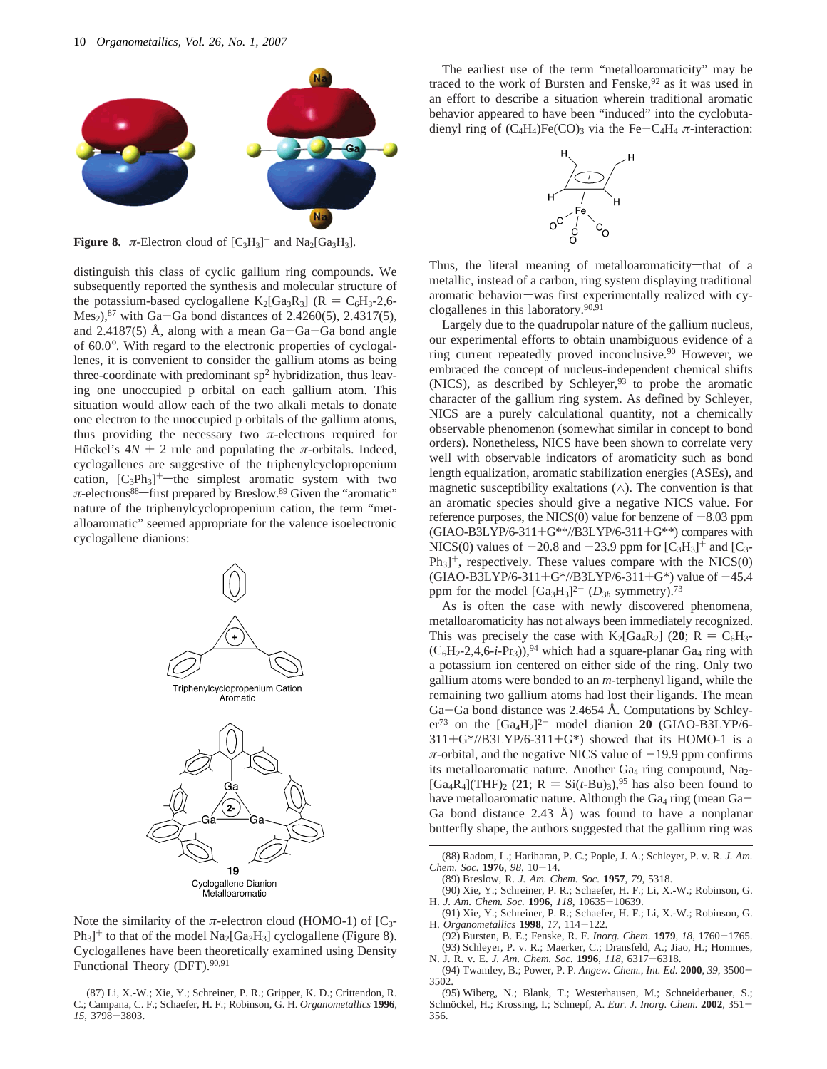**Figure 8.** $\pi$-Electron cloud of $[C_3H_3]^+$ and $Na_2[Ga_3H_3]$.

distinguish this class of cyclic gallium ring compounds. We subsequently reported the synthesis and molecular structure of the potassium-based cyclogallene $K_2[Ga_3R_3]$ (R = $C_6H_3$-2,6-$Mes_2$),[87] with Ga−Ga bond distances of 2.4260(5), 2.4317(5), and 2.4187(5) Å, along with a mean Ga−Ga−Ga bond angle of 60.0°. With regard to the electronic properties of cyclogallenes, it is convenient to consider the gallium atoms as being three-coordinate with predominant $sp^2$ hybridization, thus leaving one unoccupied p orbital on each gallium atom. This situation would allow each of the two alkali metals to donate one electron to the unoccupied p orbitals of the gallium atoms, thus providing the necessary two $\pi$-electrons required for Hückel's $4N + 2$ rule and populating the $\pi$-orbitals. Indeed, cyclogallenes are suggestive of the triphenylcyclopropenium cation, $[C_3Ph_3]^+$—the simplest aromatic system with two $\pi$-electrons[88]—first prepared by Breslow.[89] Given the "aromatic" nature of the triphenylcyclopropenium cation, the term "metalloaromatic" seemed appropriate for the valence isoelectronic cyclogallene dianions:

Triphenylcyclopropenium Cation
Aromatic

19
Cyclogallene Dianion
Metalloaromatic

Note the similarity of the $\pi$-electron cloud (HOMO-1) of $[C_3Ph_3]^+$ to that of the model $Na_2[Ga_3H_3]$ cyclogallene (Figure 8). Cyclogallenes have been theoretically examined using Density Functional Theory (DFT).[90,91]

The earliest use of the term "metalloaromaticity" may be traced to the work of Bursten and Fenske,[92] as it was used in an effort to describe a situation wherein traditional aromatic behavior appeared to have been "induced" into the cyclobutadienyl ring of $(C_4H_4)Fe(CO)_3$ via the Fe−$C_4H_4$ $\pi$-interaction:

Thus, the literal meaning of metalloaromaticity—that of a metallic, instead of a carbon, ring system displaying traditional aromatic behavior—was first experimentally realized with cyclogallenes in this laboratory.[90,91]

Largely due to the quadrupolar nature of the gallium nucleus, our experimental efforts to obtain unambiguous evidence of a ring current repeatedly proved inconclusive.[90] However, we embraced the concept of nucleus-independent chemical shifts (NICS), as described by Schleyer,[93] to probe the aromatic character of the gallium ring system. As defined by Schleyer, NICS are a purely calculational quantity, not a chemically observable phenomenon (somewhat similar in concept to bond orders). Nonetheless, NICS have been shown to correlate very well with observable indicators of aromaticity such as bond length equalization, aromatic stabilization energies (ASEs), and magnetic susceptibility exaltations ($\wedge$). The convention is that an aromatic species should give a negative NICS value. For reference purposes, the NICS(0) value for benzene of −8.03 ppm (GIAO-B3LYP/6-311+G**//B3LYP/6-311+G**) compares with NICS(0) values of −20.8 and −23.9 ppm for $[C_3H_3]^+$ and $[C_3Ph_3]^+$, respectively. These values compare with the NICS(0) (GIAO-B3LYP/6-311+G*//B3LYP/6-311+G*) value of −45.4 ppm for the model $[Ga_3H_3]^{2-}$ ($D_{3h}$ symmetry).[73]

As is often the case with newly discovered phenomena, metalloaromaticity has not always been immediately recognized. This was precisely the case with $K_2[Ga_4R_2]$ (**20**; R = $C_6H_3$-($C_6H_2$-2,4,6-*i*-$Pr_3$)),[94] which had a square-planar $Ga_4$ ring with a potassium ion centered on either side of the ring. Only two gallium atoms were bonded to an *m*-terphenyl ligand, while the remaining two gallium atoms had lost their ligands. The mean Ga−Ga bond distance was 2.4654 Å. Computations by Schleyer[73] on the $[Ga_4H_2]^{2-}$ model dianion **20** (GIAO-B3LYP/6-311+G*//B3LYP/6-311+G*) showed that its HOMO-1 is a $\pi$-orbital, and the negative NICS value of −19.9 ppm confirms its metalloaromatic nature. Another $Ga_4$ ring compound, $Na_2[Ga_4R_4](THF)_2$ (**21**; R = Si(*t*-Bu)$_3$),[95] has also been found to have metalloaromatic nature. Although the $Ga_4$ ring (mean Ga−Ga bond distance 2.43 Å) was found to have a nonplanar butterfly shape, the authors suggested that the gallium ring was

(87) Li, X.-W.; Xie, Y.; Schreiner, P. R.; Gripper, K. D.; Crittendon, R. C.; Campana, C. F.; Schaefer, H. F.; Robinson, G. H. *Organometallics* **1996**, *15*, 3798−3803.

(88) Radom, L.; Hariharan, P. C.; Pople, J. A.; Schleyer, P. v. R. *J. Am. Chem. Soc.* **1976**, *98*, 10−14.

(89) Breslow, R. *J. Am. Chem. Soc.* **1957**, *79*, 5318.

(90) Xie, Y.; Schreiner, P. R.; Schaefer, H. F.; Li, X.-W.; Robinson, G. H. *J. Am. Chem. Soc.* **1996**, *118*, 10635−10639.

(91) Xie, Y.; Schreiner, P. R.; Schaefer, H. F.; Li, X.-W.; Robinson, G. H. *Organometallics* **1998**, *17*, 114−122.

(92) Bursten, B. E.; Fenske, R. F. *Inorg. Chem.* **1979**, *18*, 1760−1765.

(93) Schleyer, P. v. R.; Maerker, C.; Dransfeld, A.; Jiao, H.; Hommes, N. J. R. v. E. *J. Am. Chem. Soc.* **1996**, *118*, 6317−6318.

(94) Twamley, B.; Power, P. P. *Angew. Chem., Int. Ed.* **2000**, *39*, 3500−3502.

(95) Wiberg, N.; Blank, T.; Westerhausen, M.; Schneiderbauer, S.; Schnöckel, H.; Krossing, I.; Schnepf, A. *Eur. J. Inorg. Chem.* **2002**, 351−356.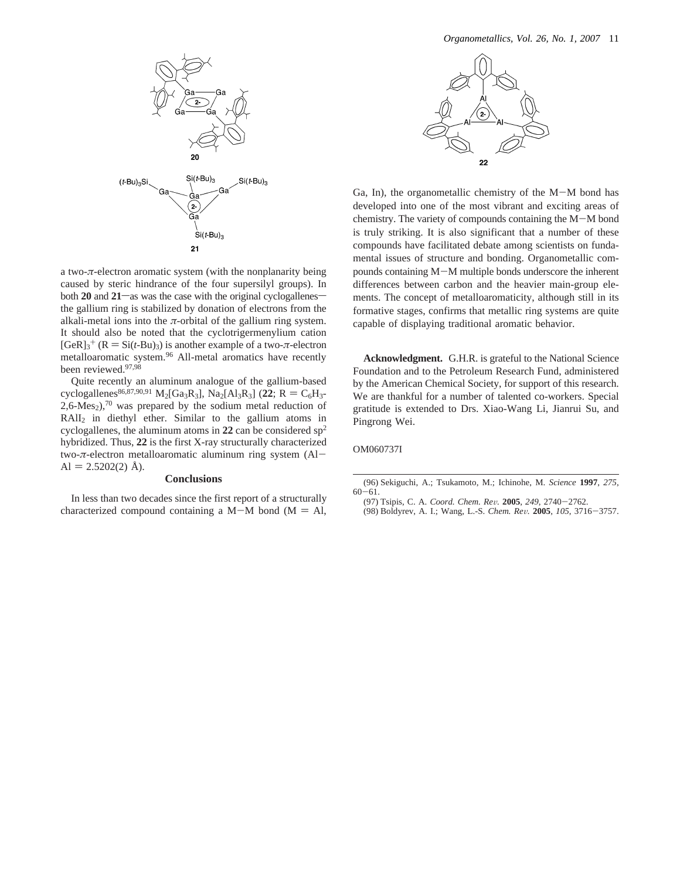a two-$\pi$-electron aromatic system (with the nonplanarity being caused by steric hindrance of the four supersilyl groups). In both **20** and **21**—as was the case with the original cyclogallenes—the gallium ring is stabilized by donation of electrons from the alkali-metal ions into the $\pi$-orbital of the gallium ring system. It should also be noted that the cyclotrigermenylium cation $[GeR]_3^+$ ($R = Si(t\text{-}Bu)_3$) is another example of a two-$\pi$-electron metalloaromatic system.[96] All-metal aromatics have recently been reviewed.[97,98]

Quite recently an aluminum analogue of the gallium-based cyclogallenes[86,87,90,91] $M_2[Ga_3R_3]$, $Na_2[Al_3R_3]$ (**22**; $R = C_6H_3$-2,6-$Mes_2$),[70] was prepared by the sodium metal reduction of $RAlI_2$ in diethyl ether. Similar to the gallium atoms in cyclogallenes, the aluminum atoms in **22** can be considered $sp^2$ hybridized. Thus, **22** is the first X-ray structurally characterized two-$\pi$-electron metalloaromatic aluminum ring system (Al−Al = 2.5202(2) Å).

## Conclusions

In less than two decades since the first report of a structurally characterized compound containing a M−M bond (M = Al, Ga, In), the organometallic chemistry of the M−M bond has developed into one of the most vibrant and exciting areas of chemistry. The variety of compounds containing the M−M bond is truly striking. It is also significant that a number of these compounds have facilitated debate among scientists on fundamental issues of structure and bonding. Organometallic compounds containing M−M multiple bonds underscore the inherent differences between carbon and the heavier main-group elements. The concept of metalloaromaticity, although still in its formative stages, confirms that metallic ring systems are quite capable of displaying traditional aromatic behavior.

**Acknowledgment.** G.H.R. is grateful to the National Science Foundation and to the Petroleum Research Fund, administered by the American Chemical Society, for support of this research. We are thankful for a number of talented co-workers. Special gratitude is extended to Drs. Xiao-Wang Li, Jianrui Su, and Pingrong Wei.

OM060737I

(96) Sekiguchi, A.; Tsukamoto, M.; Ichinohe, M. *Science* **1997**, *275*, 60−61.

(97) Tsipis, C. A. *Coord. Chem. Rev.* **2005**, *249*, 2740−2762.

(98) Boldyrev, A. I.; Wang, L.-S. *Chem. Rev.* **2005**, *105*, 3716−3757.